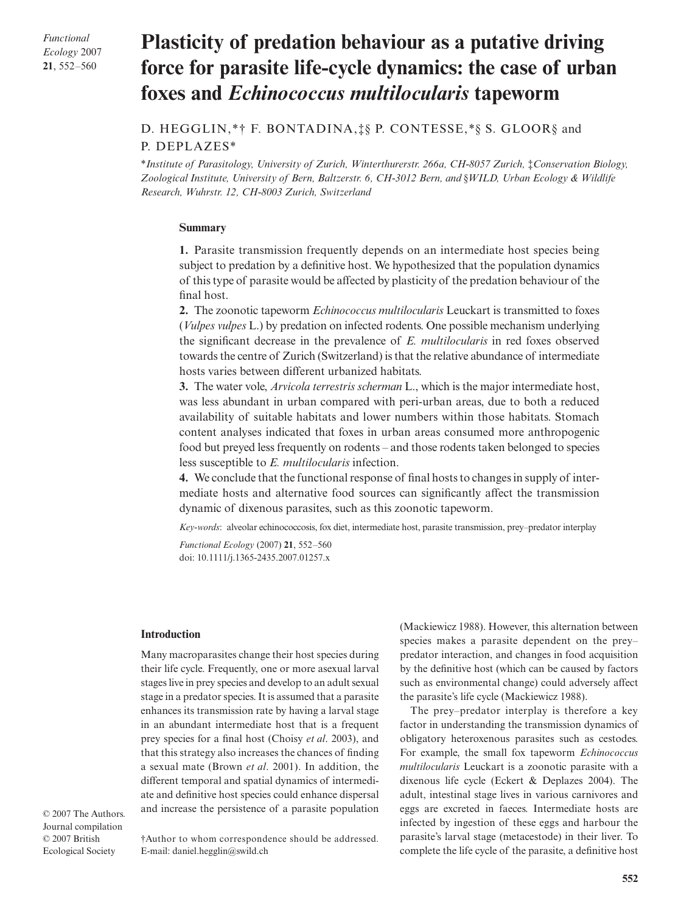# Plasticity of predation behaviour as a putative driving force for parasite life-cycle dynamics: the case of urban foxes and *Echinococcus multilocularis* tapeworm

D. HEGGLIN,*† F. BONTADINA,‡§ P. CONTESSE,*§ S. GLOOR§ and P. DEPLAZES*

*Institute of Parasitology, University of Zurich, Winterthurerstr. 266a, CH-8057 Zurich, ‡Conservation Biology, Zoological Institute, University of Bern, Baltzerstr. 6, CH-3012 Bern, and §WILD, Urban Ecology & Wildlife Research, Wuhrstr. 12, CH-8003 Zurich, Switzerland*

## Summary

**1.** Parasite transmission frequently depends on an intermediate host species being subject to predation by a definitive host. We hypothesized that the population dynamics of this type of parasite would be affected by plasticity of the predation behaviour of the final host.

**2.** The zoonotic tapeworm *Echinococcus multilocularis* Leuckart is transmitted to foxes (*Vulpes vulpes* L.) by predation on infected rodents. One possible mechanism underlying the significant decrease in the prevalence of *E. multilocularis* in red foxes observed towards the centre of Zurich (Switzerland) is that the relative abundance of intermediate hosts varies between different urbanized habitats.

**3.** The water vole, *Arvicola terrestris scherman* L., which is the major intermediate host, was less abundant in urban compared with peri-urban areas, due to both a reduced availability of suitable habitats and lower numbers within those habitats. Stomach content analyses indicated that foxes in urban areas consumed more anthropogenic food but preyed less frequently on rodents – and those rodents taken belonged to species less susceptible to *E. multilocularis* infection.

**4.** We conclude that the functional response of final hosts to changes in supply of intermediate hosts and alternative food sources can significantly affect the transmission dynamic of dixenous parasites, such as this zoonotic tapeworm.

*Key-words*: alveolar echinococcosis, fox diet, intermediate host, parasite transmission, prey–predator interplay

*Functional Ecology* (2007) **21**, 552–560
doi: 10.1111/j.1365-2435.2007.01257.x

## Introduction

Many macroparasites change their host species during their life cycle. Frequently, one or more asexual larval stages live in prey species and develop to an adult sexual stage in a predator species. It is assumed that a parasite enhances its transmission rate by having a larval stage in an abundant intermediate host that is a frequent prey species for a final host (Choisy *et al*. 2003), and that this strategy also increases the chances of finding a sexual mate (Brown *et al*. 2001). In addition, the different temporal and spatial dynamics of intermediate and definitive host species could enhance dispersal and increase the persistence of a parasite population (Mackiewicz 1988). However, this alternation between species makes a parasite dependent on the prey–predator interaction, and changes in food acquisition by the definitive host (which can be caused by factors such as environmental change) could adversely affect the parasite's life cycle (Mackiewicz 1988).

The prey–predator interplay is therefore a key factor in understanding the transmission dynamics of obligatory heteroxenous parasites such as cestodes. For example, the small fox tapeworm *Echinococcus multilocularis* Leuckart is a zoonotic parasite with a dixenous life cycle (Eckert & Deplazes 2004). The adult, intestinal stage lives in various carnivores and eggs are excreted in faeces. Intermediate hosts are infected by ingestion of these eggs and harbour the parasite's larval stage (metacestode) in their liver. To complete the life cycle of the parasite, a definitive host

†Author to whom correspondence should be addressed. E-mail: daniel.hegglin@swild.ch

© 2007 The Authors. Journal compilation © 2007 British Ecological Society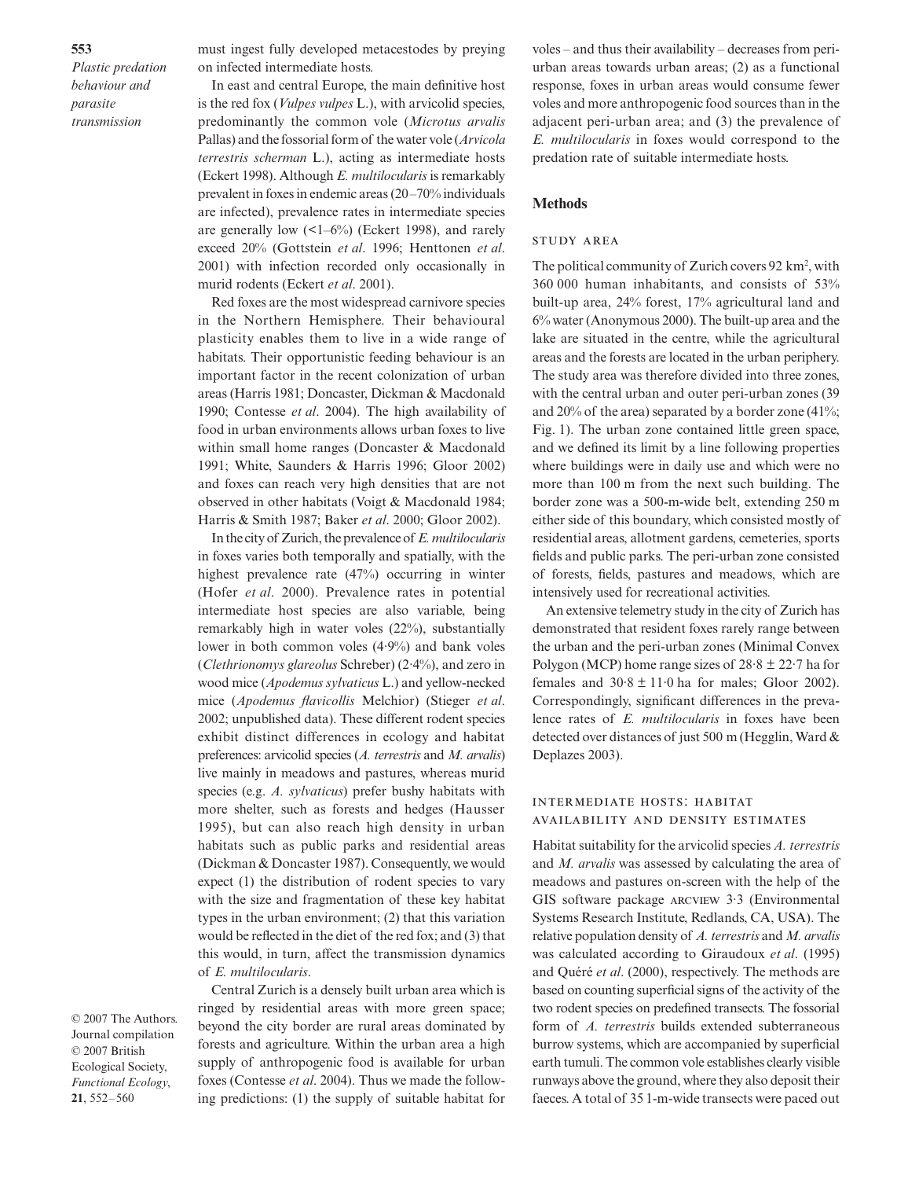must ingest fully developed metacestodes by preying on infected intermediate hosts.

In east and central Europe, the main definitive host is the red fox (*Vulpes vulpes* L.), with arvicolid species, predominantly the common vole (*Microtus arvalis* Pallas) and the fossorial form of the water vole (*Arvicola terrestris scherman* L.), acting as intermediate hosts (Eckert 1998). Although *E. multilocularis* is remarkably prevalent in foxes in endemic areas (20–70% individuals are infected), prevalence rates in intermediate species are generally low (<1–6%) (Eckert 1998), and rarely exceed 20% (Gottstein *et al*. 1996; Henttonen *et al*. 2001) with infection recorded only occasionally in murid rodents (Eckert *et al*. 2001).

Red foxes are the most widespread carnivore species in the Northern Hemisphere. Their behavioural plasticity enables them to live in a wide range of habitats. Their opportunistic feeding behaviour is an important factor in the recent colonization of urban areas (Harris 1981; Doncaster, Dickman & Macdonald 1990; Contesse *et al*. 2004). The high availability of food in urban environments allows urban foxes to live within small home ranges (Doncaster & Macdonald 1991; White, Saunders & Harris 1996; Gloor 2002) and foxes can reach very high densities that are not observed in other habitats (Voigt & Macdonald 1984; Harris & Smith 1987; Baker *et al*. 2000; Gloor 2002).

In the city of Zurich, the prevalence of *E. multilocularis* in foxes varies both temporally and spatially, with the highest prevalence rate (47%) occurring in winter (Hofer *et al*. 2000). Prevalence rates in potential intermediate host species are also variable, being remarkably high in water voles (22%), substantially lower in both common voles (4·9%) and bank voles (*Clethrionomys glareolus* Schreber) (2·4%), and zero in wood mice (*Apodemus sylvaticus* L.) and yellow-necked mice (*Apodemus flavicollis* Melchior) (Stieger *et al*. 2002; unpublished data). These different rodent species exhibit distinct differences in ecology and habitat preferences: arvicolid species (*A. terrestris* and *M. arvalis*) live mainly in meadows and pastures, whereas murid species (e.g. *A. sylvaticus*) prefer bushy habitats with more shelter, such as forests and hedges (Hausser 1995), but can also reach high density in urban habitats such as public parks and residential areas (Dickman & Doncaster 1987). Consequently, we would expect (1) the distribution of rodent species to vary with the size and fragmentation of these key habitat types in the urban environment; (2) that this variation would be reflected in the diet of the red fox; and (3) that this would, in turn, affect the transmission dynamics of *E. multilocularis*.

Central Zurich is a densely built urban area which is ringed by residential areas with more green space; beyond the city border are rural areas dominated by forests and agriculture. Within the urban area a high supply of anthropogenic food is available for urban foxes (Contesse *et al*. 2004). Thus we made the following predictions: (1) the supply of suitable habitat for voles – and thus their availability – decreases from peri-urban areas towards urban areas; (2) as a functional response, foxes in urban areas would consume fewer voles and more anthropogenic food sources than in the adjacent peri-urban area; and (3) the prevalence of *E. multilocularis* in foxes would correspond to the predation rate of suitable intermediate hosts.

## Methods

### Study area

The political community of Zurich covers 92 km², with 360 000 human inhabitants, and consists of 53% built-up area, 24% forest, 17% agricultural land and 6% water (Anonymous 2000). The built-up area and the lake are situated in the centre, while the agricultural areas and the forests are located in the urban periphery. The study area was therefore divided into three zones, with the central urban and outer peri-urban zones (39 and 20% of the area) separated by a border zone (41%; Fig. 1). The urban zone contained little green space, and we defined its limit by a line following properties where buildings were in daily use and which were no more than 100 m from the next such building. The border zone was a 500-m-wide belt, extending 250 m either side of this boundary, which consisted mostly of residential areas, allotment gardens, cemeteries, sports fields and public parks. The peri-urban zone consisted of forests, fields, pastures and meadows, which are intensively used for recreational activities.

An extensive telemetry study in the city of Zurich has demonstrated that resident foxes rarely range between the urban and the peri-urban zones (Minimal Convex Polygon (MCP) home range sizes of 28·8 ± 22·7 ha for females and 30·8 ± 11·0 ha for males; Gloor 2002). Correspondingly, significant differences in the prevalence rates of *E. multilocularis* in foxes have been detected over distances of just 500 m (Hegglin, Ward & Deplazes 2003).

### Intermediate hosts: habitat availability and density estimates

Habitat suitability for the arvicolid species *A. terrestris* and *M. arvalis* was assessed by calculating the area of meadows and pastures on-screen with the help of the GIS software package ARCVIEW 3·3 (Environmental Systems Research Institute, Redlands, CA, USA). The relative population density of *A. terrestris* and *M. arvalis* was calculated according to Giraudoux *et al*. (1995) and Quéré *et al*. (2000), respectively. The methods are based on counting superficial signs of the activity of the two rodent species on predefined transects. The fossorial form of *A. terrestris* builds extended subterraneous burrow systems, which are accompanied by superficial earth tumuli. The common vole establishes clearly visible runways above the ground, where they also deposit their faeces. A total of 35 1-m-wide transects were paced out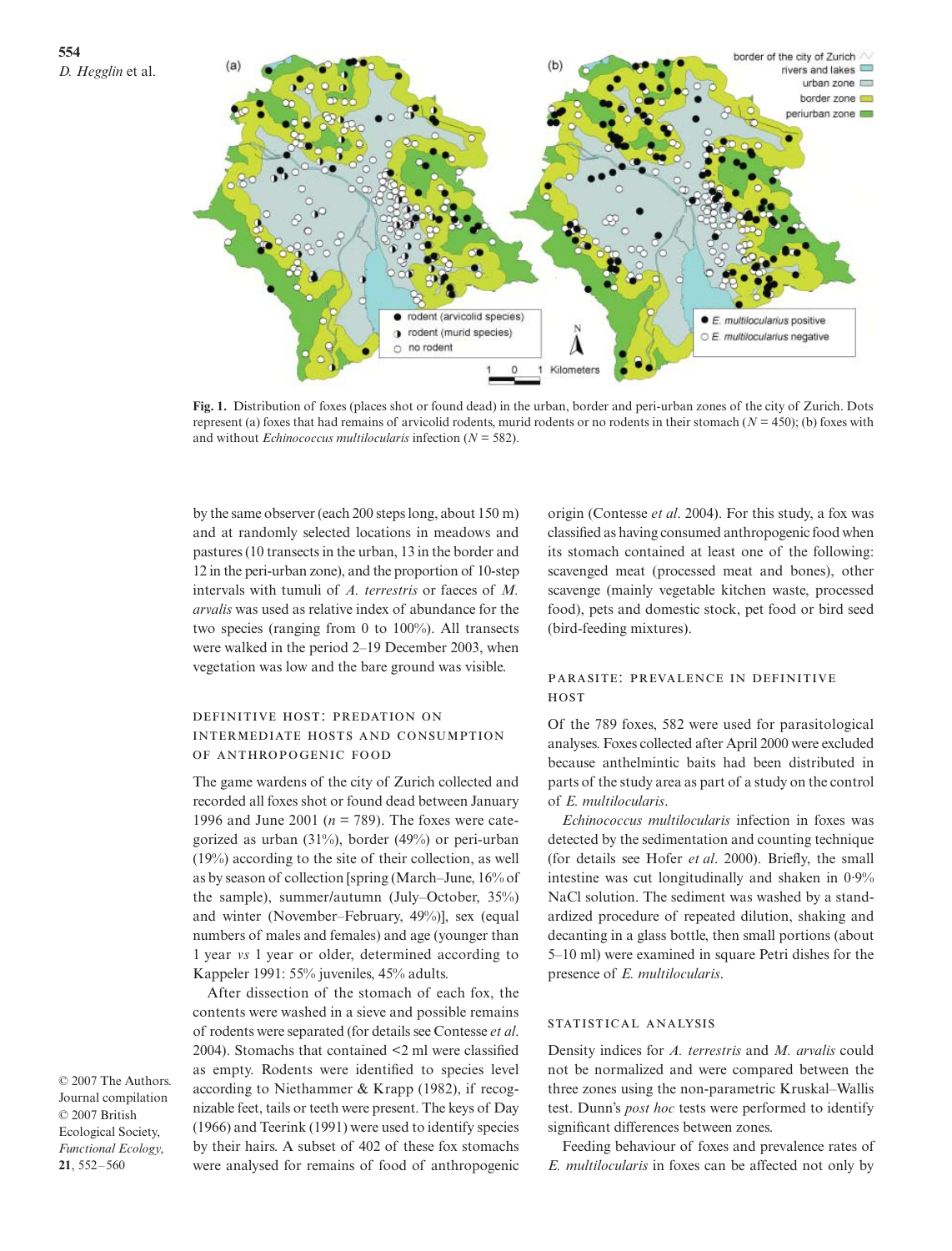(a)

(b)

border of the city of Zurich
rivers and lakes
urban zone
border zone
periurban zone

rodent (arvicolid species)
rodent (murid species)
no rodent

*E. multilocularis* positive
*E. multilocularis* negative

N

1 0 1 Kilometers

**Fig. 1.** Distribution of foxes (places shot or found dead) in the urban, border and peri-urban zones of the city of Zurich. Dots represent (a) foxes that had remains of arvicolid rodents, murid rodents or no rodents in their stomach ($N = 450$); (b) foxes with and without *Echinococcus multilocularis* infection ($N = 582$).

by the same observer (each 200 steps long, about 150 m) and at randomly selected locations in meadows and pastures (10 transects in the urban, 13 in the border and 12 in the peri-urban zone), and the proportion of 10-step intervals with tumuli of *A. terrestris* or faeces of *M. arvalis* was used as relative index of abundance for the two species (ranging from 0 to 100%). All transects were walked in the period 2–19 December 2003, when vegetation was low and the bare ground was visible.

### Definitive host: predation on intermediate hosts and consumption of anthropogenic food

The game wardens of the city of Zurich collected and recorded all foxes shot or found dead between January 1996 and June 2001 ($n = 789$). The foxes were categorized as urban (31%), border (49%) or peri-urban (19%) according to the site of their collection, as well as by season of collection [spring (March–June, 16% of the sample), summer/autumn (July–October, 35%) and winter (November–February, 49%)], sex (equal numbers of males and females) and age (younger than 1 year *vs* 1 year or older, determined according to Kappeler 1991: 55% juveniles, 45% adults.

After dissection of the stomach of each fox, the contents were washed in a sieve and possible remains of rodents were separated (for details see Contesse *et al*. 2004). Stomachs that contained <2 ml were classified as empty. Rodents were identified to species level according to Niethammer & Krapp (1982), if recognizable feet, tails or teeth were present. The keys of Day (1966) and Teerink (1991) were used to identify species by their hairs. A subset of 402 of these fox stomachs were analysed for remains of food of anthropogenic origin (Contesse *et al*. 2004). For this study, a fox was classified as having consumed anthropogenic food when its stomach contained at least one of the following: scavenged meat (processed meat and bones), other scavenge (mainly vegetable kitchen waste, processed food), pets and domestic stock, pet food or bird seed (bird-feeding mixtures).

### Parasite: prevalence in definitive host

Of the 789 foxes, 582 were used for parasitological analyses. Foxes collected after April 2000 were excluded because anthelmintic baits had been distributed in parts of the study area as part of a study on the control of *E. multilocularis*.

*Echinococcus multilocularis* infection in foxes was detected by the sedimentation and counting technique (for details see Hofer *et al*. 2000). Briefly, the small intestine was cut longitudinally and shaken in 0·9% NaCl solution. The sediment was washed by a standardized procedure of repeated dilution, shaking and decanting in a glass bottle, then small portions (about 5–10 ml) were examined in square Petri dishes for the presence of *E. multilocularis*.

### Statistical analysis

Density indices for *A. terrestris* and *M. arvalis* could not be normalized and were compared between the three zones using the non-parametric Kruskal–Wallis test. Dunn's *post hoc* tests were performed to identify significant differences between zones.

Feeding behaviour of foxes and prevalence rates of *E. multilocularis* in foxes can be affected not only by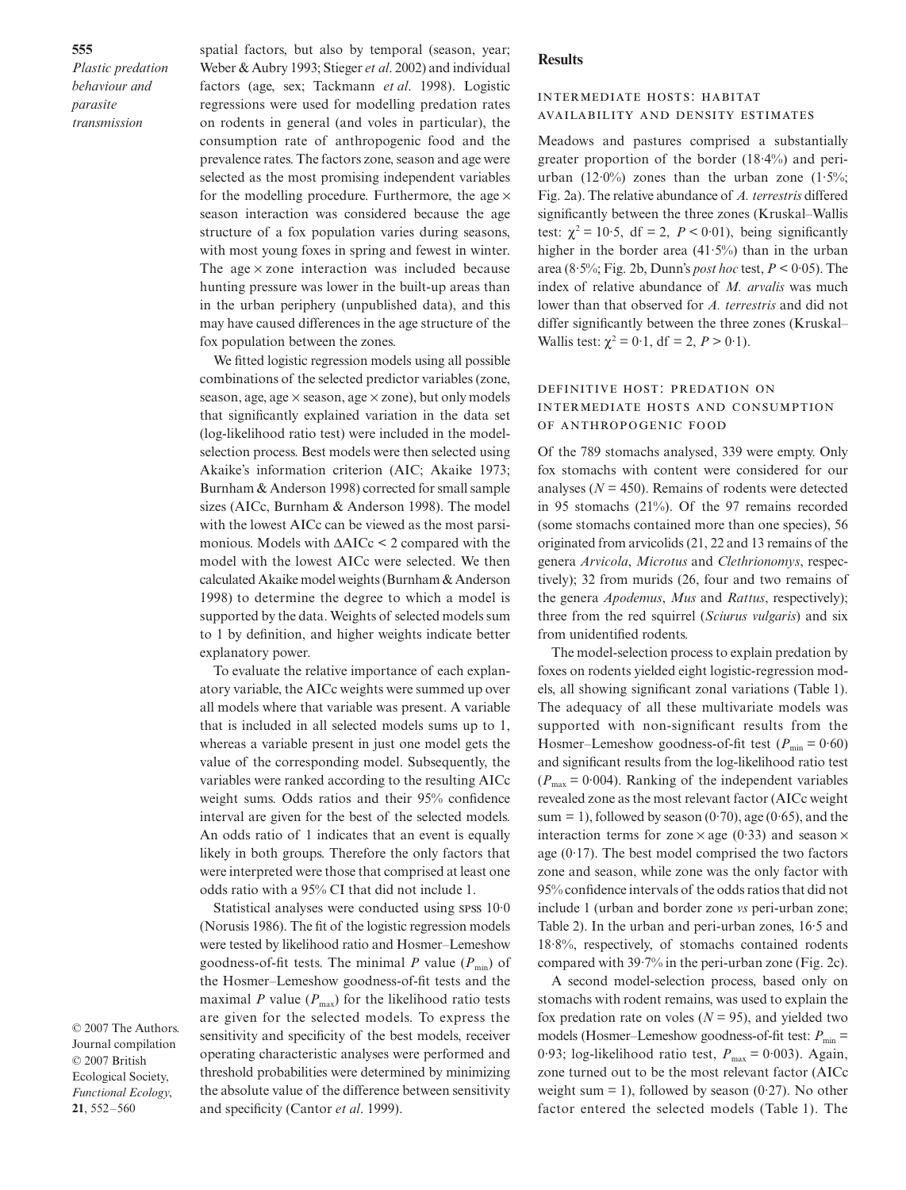spatial factors, but also by temporal (season, year; Weber & Aubry 1993; Stieger *et al*. 2002) and individual factors (age, sex; Tackmann *et al*. 1998). Logistic regressions were used for modelling predation rates on rodents in general (and voles in particular), the consumption rate of anthropogenic food and the prevalence rates. The factors zone, season and age were selected as the most promising independent variables for the modelling procedure. Furthermore, the age × season interaction was considered because the age structure of a fox population varies during seasons, with most young foxes in spring and fewest in winter. The age × zone interaction was included because hunting pressure was lower in the built-up areas than in the urban periphery (unpublished data), and this may have caused differences in the age structure of the fox population between the zones.

We fitted logistic regression models using all possible combinations of the selected predictor variables (zone, season, age, age × season, age × zone), but only models that significantly explained variation in the data set (log-likelihood ratio test) were included in the model-selection process. Best models were then selected using Akaike's information criterion (AIC; Akaike 1973; Burnham & Anderson 1998) corrected for small sample sizes (AICc, Burnham & Anderson 1998). The model with the lowest AICc can be viewed as the most parsimonious. Models with ΔAICc < 2 compared with the model with the lowest AICc were selected. We then calculated Akaike model weights (Burnham & Anderson 1998) to determine the degree to which a model is supported by the data. Weights of selected models sum to 1 by definition, and higher weights indicate better explanatory power.

To evaluate the relative importance of each explanatory variable, the AICc weights were summed up over all models where that variable was present. A variable that is included in all selected models sums up to 1, whereas a variable present in just one model gets the value of the corresponding model. Subsequently, the variables were ranked according to the resulting AICc weight sums. Odds ratios and their 95% confidence interval are given for the best of the selected models. An odds ratio of 1 indicates that an event is equally likely in both groups. Therefore the only factors that were interpreted were those that comprised at least one odds ratio with a 95% CI that did not include 1.

Statistical analyses were conducted using SPSS 10·0 (Norusis 1986). The fit of the logistic regression models were tested by likelihood ratio and Hosmer–Lemeshow goodness-of-fit tests. The minimal *P* value ($P_{min}$) of the Hosmer–Lemeshow goodness-of-fit tests and the maximal *P* value ($P_{max}$) for the likelihood ratio tests are given for the selected models. To express the sensitivity and specificity of the best models, receiver operating characteristic analyses were performed and threshold probabilities were determined by minimizing the absolute value of the difference between sensitivity and specificity (Cantor *et al*. 1999).

## Results

### INTERMEDIATE HOSTS: HABITAT AVAILABILITY AND DENSITY ESTIMATES

Meadows and pastures comprised a substantially greater proportion of the border (18·4%) and peri-urban (12·0%) zones than the urban zone (1·5%; Fig. 2a). The relative abundance of *A. terrestris* differed significantly between the three zones (Kruskal–Wallis test: $\chi^2 = 10·5$, df = 2, $P < 0·01$), being significantly higher in the border area (41·5%) than in the urban area (8·5%; Fig. 2b, Dunn's *post hoc* test, $P < 0·05$). The index of relative abundance of *M. arvalis* was much lower than that observed for *A. terrestris* and did not differ significantly between the three zones (Kruskal–Wallis test: $\chi^2 = 0·1$, df = 2, $P > 0·1$).

### DEFINITIVE HOST: PREDATION ON INTERMEDIATE HOSTS AND CONSUMPTION OF ANTHROPOGENIC FOOD

Of the 789 stomachs analysed, 339 were empty. Only fox stomachs with content were considered for our analyses ($N = 450$). Remains of rodents were detected in 95 stomachs (21%). Of the 97 remains recorded (some stomachs contained more than one species), 56 originated from arvicolids (21, 22 and 13 remains of the genera *Arvicola*, *Microtus* and *Clethrionomys*, respectively); 32 from murids (26, four and two remains of the genera *Apodemus*, *Mus* and *Rattus*, respectively); three from the red squirrel (*Sciurus vulgaris*) and six from unidentified rodents.

The model-selection process to explain predation by foxes on rodents yielded eight logistic-regression models, all showing significant zonal variations (Table 1). The adequacy of all these multivariate models was supported with non-significant results from the Hosmer–Lemeshow goodness-of-fit test ($P_{min} = 0·60$) and significant results from the log-likelihood ratio test ($P_{max} = 0·004$). Ranking of the independent variables revealed zone as the most relevant factor (AICc weight sum = 1), followed by season (0·70), age (0·65), and the interaction terms for zone × age (0·33) and season × age (0·17). The best model comprised the two factors zone and season, while zone was the only factor with 95% confidence intervals of the odds ratios that did not include 1 (urban and border zone *vs* peri-urban zone; Table 2). In the urban and peri-urban zones, 16·5 and 18·8%, respectively, of stomachs contained rodents compared with 39·7% in the peri-urban zone (Fig. 2c).

A second model-selection process, based only on stomachs with rodent remains, was used to explain the fox predation rate on voles ($N = 95$), and yielded two models (Hosmer–Lemeshow goodness-of-fit test: $P_{min} = 0·93$; log-likelihood ratio test, $P_{max} = 0·003$). Again, zone turned out to be the most relevant factor (AICc weight sum = 1), followed by season (0·27). No other factor entered the selected models (Table 1). The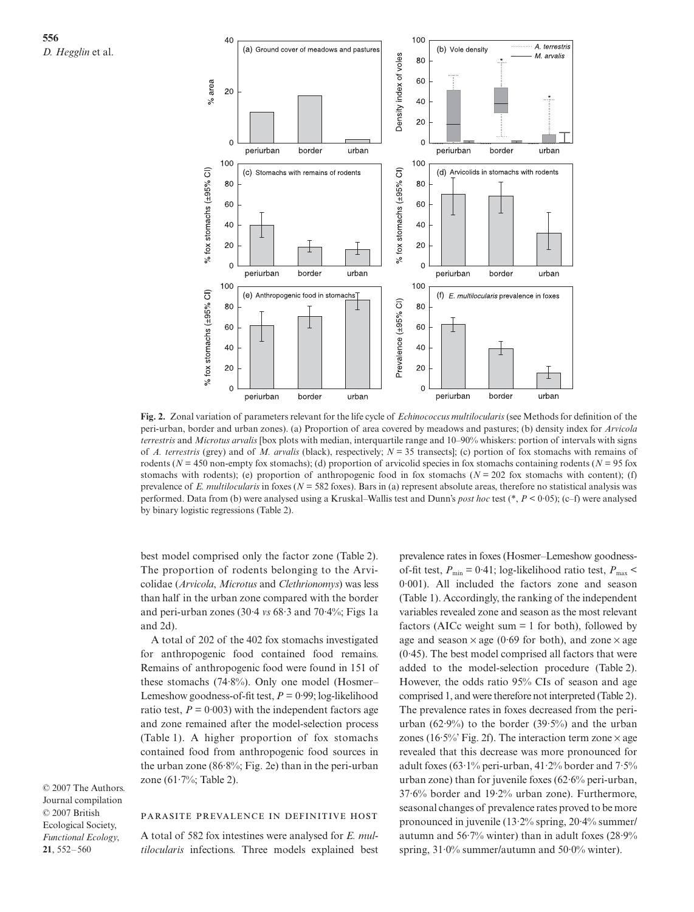(a) Ground cover of meadows and pastures

% area

40

20

0

periurban border urban

(b) Vole density

A. terrestris

M. arvalis

Density index of voles

100

80

60

40

20

0

periurban border urban

(c) Stomachs with remains of rodents

% fox stomachs (±95% CI)

100

80

60

40

20

0

periurban border urban

(d) Arvicolids in stomachs with rodents

% fox stomachs (±95% CI)

100

80

60

40

20

0

periurban border urban

(e) Anthropogenic food in stomachs

% fox stomachs (±95% CI)

100

80

60

40

20

0

periurban border urban

(f) *E. multilocularis* prevalence in foxes

Prevalence (±95% CI)

100

80

60

40

20

0

periurban border urban

**Fig. 2.** Zonal variation of parameters relevant for the life cycle of *Echinococcus multilocularis* (see Methods for definition of the peri-urban, border and urban zones). (a) Proportion of area covered by meadows and pastures; (b) density index for *Arvicola terrestris* and *Microtus arvalis* [box plots with median, interquartile range and 10–90% whiskers: portion of intervals with signs of *A. terrestris* (grey) and of *M. arvalis* (black), respectively; $N = 35$ transects]; (c) portion of fox stomachs with remains of rodents ($N = 450$ non-empty fox stomachs); (d) proportion of arvicolid species in fox stomachs containing rodents ($N = 95$ fox stomachs with rodents); (e) proportion of anthropogenic food in fox stomachs ($N = 202$ fox stomachs with content); (f) prevalence of *E. multilocularis* in foxes ($N = 582$ foxes). Bars in (a) represent absolute areas, therefore no statistical analysis was performed. Data from (b) were analysed using a Kruskal–Wallis test and Dunn's *post hoc* test (*, $P < 0{\cdot}05$); (c–f) were analysed by binary logistic regressions (Table 2).

best model comprised only the factor zone (Table 2). The proportion of rodents belonging to the Arvicolidae (*Arvicola*, *Microtus* and *Clethrionomys*) was less than half in the urban zone compared with the border and peri-urban zones (30·4 *vs* 68·3 and 70·4%; Figs 1a and 2d).

A total of 202 of the 402 fox stomachs investigated for anthropogenic food contained food remains. Remains of anthropogenic food were found in 151 of these stomachs (74·8%). Only one model (Hosmer–Lemeshow goodness-of-fit test, $P = 0{\cdot}99$; log-likelihood ratio test, $P = 0{\cdot}003$) with the independent factors age and zone remained after the model-selection process (Table 1). A higher proportion of fox stomachs contained food from anthropogenic food sources in the urban zone (86·8%; Fig. 2e) than in the peri-urban zone (61·7%; Table 2).

### Parasite prevalence in definitive host

A total of 582 fox intestines were analysed for *E. multilocularis* infections. Three models explained best prevalence rates in foxes (Hosmer–Lemeshow goodness-of-fit test, $P_{\min} = 0{\cdot}41$; log-likelihood ratio test, $P_{\max} < 0{\cdot}001$). All included the factors zone and season (Table 1). Accordingly, the ranking of the independent variables revealed zone and season as the most relevant factors (AICc weight sum = 1 for both), followed by age and season × age (0·69 for both), and zone × age (0·45). The best model comprised all factors that were added to the model-selection procedure (Table 2). However, the odds ratio 95% CIs of season and age comprised 1, and were therefore not interpreted (Table 2). The prevalence rates in foxes decreased from the peri-urban (62·9%) to the border (39·5%) and the urban zones (16·5%' Fig. 2f). The interaction term zone × age revealed that this decrease was more pronounced for adult foxes (63·1% peri-urban, 41·2% border and 7·5% urban zone) than for juvenile foxes (62·6% peri-urban, 37·6% border and 19·2% urban zone). Furthermore, seasonal changes of prevalence rates proved to be more pronounced in juvenile (13·2% spring, 20·4% summer/autumn and 56·7% winter) than in adult foxes (28·9% spring, 31·0% summer/autumn and 50·0% winter).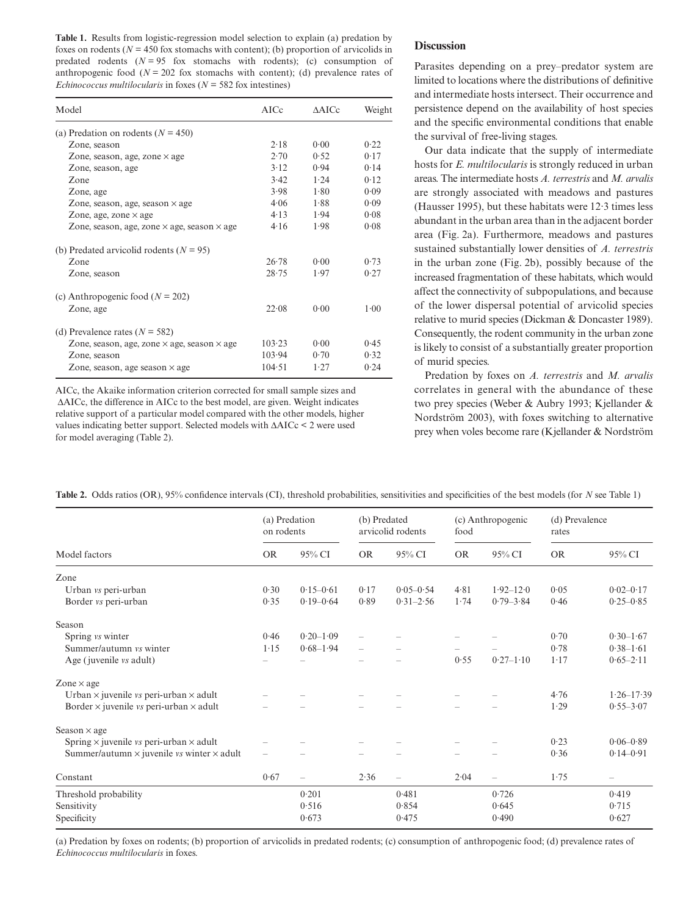**Table 1.** Results from logistic-regression model selection to explain (a) predation by foxes on rodents ($N$ = 450 fox stomachs with content); (b) proportion of arvicolids in predated rodents ($N$ = 95 fox stomachs with rodents); (c) consumption of anthropogenic food ($N$ = 202 fox stomachs with content); (d) prevalence rates of *Echinococcus multilocularis* in foxes ($N$ = 582 fox intestines)

| Model | AICc | ΔAICc | Weight |
|---|---|---|---|
| (a) Predation on rodents ($N$ = 450) | | | |
| Zone, season | 2·18 | 0·00 | 0·22 |
| Zone, season, age, zone × age | 2·70 | 0·52 | 0·17 |
| Zone, season, age | 3·12 | 0·94 | 0·14 |
| Zone | 3·42 | 1·24 | 0·12 |
| Zone, age | 3·98 | 1·80 | 0·09 |
| Zone, season, age, season × age | 4·06 | 1·88 | 0·09 |
| Zone, age, zone × age | 4·13 | 1·94 | 0·08 |
| Zone, season, age, zone × age, season × age | 4·16 | 1·98 | 0·08 |
| (b) Predated arvicolid rodents ($N$ = 95) | | | |
| Zone | 26·78 | 0·00 | 0·73 |
| Zone, season | 28·75 | 1·97 | 0·27 |
| (c) Anthropogenic food ($N$ = 202) | | | |
| Zone, age | 22·08 | 0·00 | 1·00 |
| (d) Prevalence rates ($N$ = 582) | | | |
| Zone, season, age, zone × age, season × age | 103·23 | 0·00 | 0·45 |
| Zone, season | 103·94 | 0·70 | 0·32 |
| Zone, season, age season × age | 104·51 | 1·27 | 0·24 |

AICc, the Akaike information criterion corrected for small sample sizes and ΔAICc, the difference in AICc to the best model, are given. Weight indicates relative support of a particular model compared with the other models, higher values indicating better support. Selected models with ΔAICc < 2 were used for model averaging (Table 2).

## Discussion

Parasites depending on a prey–predator system are limited to locations where the distributions of definitive and intermediate hosts intersect. Their occurrence and persistence depend on the availability of host species and the specific environmental conditions that enable the survival of free-living stages.

Our data indicate that the supply of intermediate hosts for *E. multilocularis* is strongly reduced in urban areas. The intermediate hosts *A. terrestris* and *M. arvalis* are strongly associated with meadows and pastures (Hausser 1995), but these habitats were 12·3 times less abundant in the urban area than in the adjacent border area (Fig. 2a). Furthermore, meadows and pastures sustained substantially lower densities of *A. terrestris* in the urban zone (Fig. 2b), possibly because of the increased fragmentation of these habitats, which would affect the connectivity of subpopulations, and because of the lower dispersal potential of arvicolid species relative to murid species (Dickman & Doncaster 1989). Consequently, the rodent community in the urban zone is likely to consist of a substantially greater proportion of murid species.

Predation by foxes on *A. terrestris* and *M. arvalis* correlates in general with the abundance of these two prey species (Weber & Aubry 1993; Kjellander & Nordström 2003), with foxes switching to alternative prey when voles become rare (Kjellander & Nordström

**Table 2.** Odds ratios (OR), 95% confidence intervals (CI), threshold probabilities, sensitivities and specificities of the best models (for $N$ see Table 1)

| | (a) Predation on rodents | | (b) Predated arvicolid rodents | | (c) Anthropogenic food | | (d) Prevalence rates | |
|---|---|---|---|---|---|---|---|---|
| Model factors | OR | 95% CI | OR | 95% CI | OR | 95% CI | OR | 95% CI |
| Zone | | | | | | | | |
| Urban *vs* peri-urban | 0·30 | 0·15–0·61 | 0·17 | 0·05–0·54 | 4·81 | 1·92–12·0 | 0·05 | 0·02–0·17 |
| Border *vs* peri-urban | 0·35 | 0·19–0·64 | 0·89 | 0·31–2·56 | 1·74 | 0·79–3·84 | 0·46 | 0·25–0·85 |
| Season | | | | | | | | |
| Spring *vs* winter | 0·46 | 0·20–1·09 | – | – | – | – | 0·70 | 0·30–1·67 |
| Summer/autumn *vs* winter | 1·15 | 0·68–1·94 | – | – | – | – | 0·78 | 0·38–1·61 |
| Age (juvenile *vs* adult) | – | – | – | – | 0·55 | 0·27–1·10 | 1·17 | 0·65–2·11 |
| Zone × age | | | | | | | | |
| Urban × juvenile *vs* peri-urban × adult | – | – | – | – | – | – | 4·76 | 1·26–17·39 |
| Border × juvenile *vs* peri-urban × adult | – | – | – | – | – | – | 1·29 | 0·55–3·07 |
| Season × age | | | | | | | | |
| Spring × juvenile *vs* peri-urban × adult | – | – | – | – | – | – | 0·23 | 0·06–0·89 |
| Summer/autumn × juvenile *vs* winter × adult | – | – | – | – | – | – | 0·36 | 0·14–0·91 |
| Constant | 0·67 | – | 2·36 | – | 2·04 | – | 1·75 | – |
| Threshold probability | | 0·201 | | 0·481 | | 0·726 | | 0·419 |
| Sensitivity | | 0·516 | | 0·854 | | 0·645 | | 0·715 |
| Specificity | | 0·673 | | 0·475 | | 0·490 | | 0·627 |

(a) Predation by foxes on rodents; (b) proportion of arvicolids in predated rodents; (c) consumption of anthropogenic food; (d) prevalence rates of *Echinococcus multilocularis* in foxes.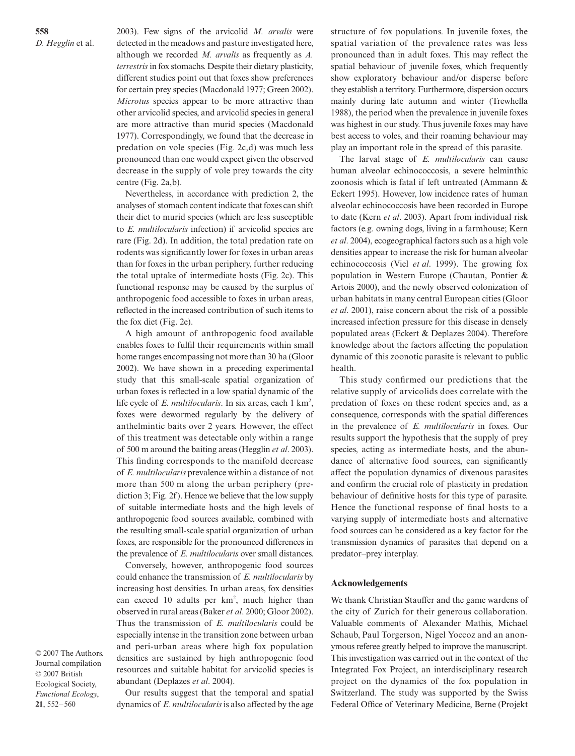2003). Few signs of the arvicolid *M. arvalis* were detected in the meadows and pasture investigated here, although we recorded *M. arvalis* as frequently as *A. terrestris* in fox stomachs. Despite their dietary plasticity, different studies point out that foxes show preferences for certain prey species (Macdonald 1977; Green 2002). *Microtus* species appear to be more attractive than other arvicolid species, and arvicolid species in general are more attractive than murid species (Macdonald 1977). Correspondingly, we found that the decrease in predation on vole species (Fig. 2c,d) was much less pronounced than one would expect given the observed decrease in the supply of vole prey towards the city centre (Fig. 2a,b).

Nevertheless, in accordance with prediction 2, the analyses of stomach content indicate that foxes can shift their diet to murid species (which are less susceptible to *E. multilocularis* infection) if arvicolid species are rare (Fig. 2d). In addition, the total predation rate on rodents was significantly lower for foxes in urban areas than for foxes in the urban periphery, further reducing the total uptake of intermediate hosts (Fig. 2c). This functional response may be caused by the surplus of anthropogenic food accessible to foxes in urban areas, reflected in the increased contribution of such items to the fox diet (Fig. 2e).

A high amount of anthropogenic food available enables foxes to fulfil their requirements within small home ranges encompassing not more than 30 ha (Gloor 2002). We have shown in a preceding experimental study that this small-scale spatial organization of urban foxes is reflected in a low spatial dynamic of the life cycle of *E. multilocularis*. In six areas, each 1 km$^2$, foxes were dewormed regularly by the delivery of anthelmintic baits over 2 years. However, the effect of this treatment was detectable only within a range of 500 m around the baiting areas (Hegglin *et al*. 2003). This finding corresponds to the manifold decrease of *E. multilocularis* prevalence within a distance of not more than 500 m along the urban periphery (prediction 3; Fig. 2f). Hence we believe that the low supply of suitable intermediate hosts and the high levels of anthropogenic food sources available, combined with the resulting small-scale spatial organization of urban foxes, are responsible for the pronounced differences in the prevalence of *E. multilocularis* over small distances.

Conversely, however, anthropogenic food sources could enhance the transmission of *E. multilocularis* by increasing host densities. In urban areas, fox densities can exceed 10 adults per km$^2$, much higher than observed in rural areas (Baker *et al*. 2000; Gloor 2002). Thus the transmission of *E. multilocularis* could be especially intense in the transition zone between urban and peri-urban areas where high fox population densities are sustained by high anthropogenic food resources and suitable habitat for arvicolid species is abundant (Deplazes *et al*. 2004).

Our results suggest that the temporal and spatial dynamics of *E. multilocularis* is also affected by the age structure of fox populations. In juvenile foxes, the spatial variation of the prevalence rates was less pronounced than in adult foxes. This may reflect the spatial behaviour of juvenile foxes, which frequently show exploratory behaviour and/or disperse before they establish a territory. Furthermore, dispersion occurs mainly during late autumn and winter (Trewhella 1988), the period when the prevalence in juvenile foxes was highest in our study. Thus juvenile foxes may have best access to voles, and their roaming behaviour may play an important role in the spread of this parasite.

The larval stage of *E. multilocularis* can cause human alveolar echinococcosis, a severe helminthic zoonosis which is fatal if left untreated (Ammann & Eckert 1995). However, low incidence rates of human alveolar echinococcosis have been recorded in Europe to date (Kern *et al*. 2003). Apart from individual risk factors (e.g. owning dogs, living in a farmhouse; Kern *et al*. 2004), ecogeographical factors such as a high vole densities appear to increase the risk for human alveolar echinococcosis (Viel *et al*. 1999). The growing fox population in Western Europe (Chautan, Pontier & Artois 2000), and the newly observed colonization of urban habitats in many central European cities (Gloor *et al*. 2001), raise concern about the risk of a possible increased infection pressure for this disease in densely populated areas (Eckert & Deplazes 2004). Therefore knowledge about the factors affecting the population dynamic of this zoonotic parasite is relevant to public health.

This study confirmed our predictions that the relative supply of arvicolids does correlate with the predation of foxes on these rodent species and, as a consequence, corresponds with the spatial differences in the prevalence of *E. multilocularis* in foxes. Our results support the hypothesis that the supply of prey species, acting as intermediate hosts, and the abundance of alternative food sources, can significantly affect the population dynamics of dixenous parasites and confirm the crucial role of plasticity in predation behaviour of definitive hosts for this type of parasite. Hence the functional response of final hosts to a varying supply of intermediate hosts and alternative food sources can be considered as a key factor for the transmission dynamics of parasites that depend on a predator–prey interplay.

## Acknowledgements

We thank Christian Stauffer and the game wardens of the city of Zurich for their generous collaboration. Valuable comments of Alexander Mathis, Michael Schaub, Paul Torgerson, Nigel Yoccoz and an anonymous referee greatly helped to improve the manuscript. This investigation was carried out in the context of the Integrated Fox Project, an interdisciplinary research project on the dynamics of the fox population in Switzerland. The study was supported by the Swiss Federal Office of Veterinary Medicine, Berne (Projekt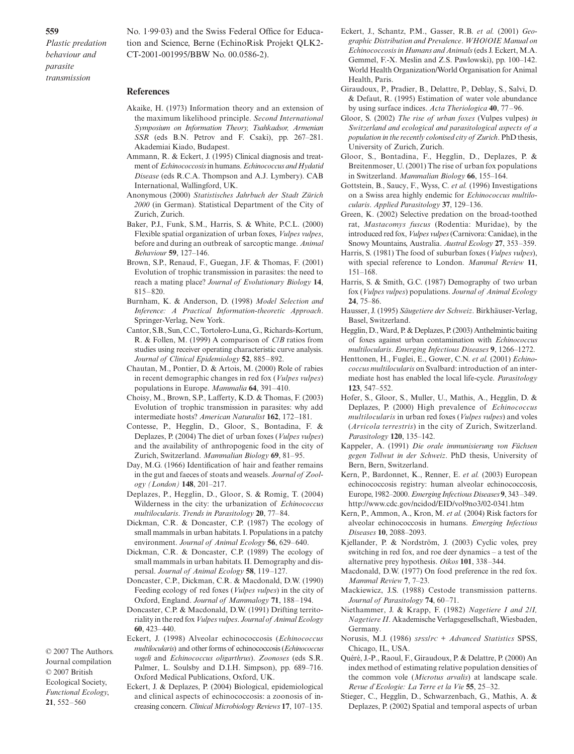No. 1·99·03) and the Swiss Federal Office for Education and Science, Berne (EchinoRisk Projekt QLK2-CT-2001-001995/BBW No. 00.0586-2).

## References

Akaike, H. (1973) Information theory and an extension of the maximum likelihood principle. *Second International Symposium on Information Theory, Tsahkadsor, Armenian SSR* (eds B.N. Petrov and F. Csaki), pp. 267–281. Akademiai Kiado, Budapest.

Ammann, R. & Eckert, J. (1995) Clinical diagnosis and treatment of *Echinococcosis* in humans. *Echinococcus and Hydatid Disease* (eds R.C.A. Thompson and A.J. Lymbery). CAB International, Wallingford, UK.

Anonymous (2000) *Statistisches Jahrbuch der Stadt Zürich 2000* (in German). Statistical Department of the City of Zurich, Zurich.

Baker, P.J., Funk, S.M., Harris, S. & White, P.C.L. (2000) Flexible spatial organization of urban foxes, *Vulpes vulpes*, before and during an outbreak of sarcoptic mange. *Animal Behaviour* **59**, 127–146.

Brown, S.P., Renaud, F., Guegan, J.F. & Thomas, F. (2001) Evolution of trophic transmission in parasites: the need to reach a mating place? *Journal of Evolutionary Biology* **14**, 815–820.

Burnham, K. & Anderson, D. (1998) *Model Selection and Inference: A Practical Information-theoretic Approach*. Springer-Verlag, New York.

Cantor, S.B., Sun, C.C., Tortolero-Luna, G., Richards-Kortum, R. & Follen, M. (1999) A comparison of *C*/*B* ratios from studies using receiver operating characteristic curve analysis. *Journal of Clinical Epidemiology* **52**, 885–892.

Chautan, M., Pontier, D. & Artois, M. (2000) Role of rabies in recent demographic changes in red fox (*Vulpes vulpes*) populations in Europe. *Mammalia* **64**, 391–410.

Choisy, M., Brown, S.P., Lafferty, K.D. & Thomas, F. (2003) Evolution of trophic transmission in parasites: why add intermediate hosts? *American Naturalist* **162**, 172–181.

Contesse, P., Hegglin, D., Gloor, S., Bontadina, F. & Deplazes, P. (2004) The diet of urban foxes (*Vulpes vulpes*) and the availability of anthropogenic food in the city of Zurich, Switzerland. *Mammalian Biology* **69**, 81–95.

Day, M.G. (1966) Identification of hair and feather remains in the gut and faeces of stoats and weasels. *Journal of Zoology (London)* **148**, 201–217.

Deplazes, P., Hegglin, D., Gloor, S. & Romig, T. (2004) Wilderness in the city: the urbanization of *Echinococcus multilocularis*. *Trends in Parasitology* **20**, 77–84.

Dickman, C.R. & Doncaster, C.P. (1987) The ecology of small mammals in urban habitats. I. Populations in a patchy environment. *Journal of Animal Ecology* **56**, 629–640.

Dickman, C.R. & Doncaster, C.P. (1989) The ecology of small mammals in urban habitats. II. Demography and dispersal. *Journal of Animal Ecology* **58**, 119–127.

Doncaster, C.P., Dickman, C.R. & Macdonald, D.W. (1990) Feeding ecology of red foxes (*Vulpes vulpes*) in the city of Oxford, England. *Journal of Mammalogy* **71**, 188–194.

Doncaster, C.P. & Macdonald, D.W. (1991) Drifting territoriality in the red fox *Vulpes vulpes*. *Journal of Animal Ecology* **60**, 423–440.

Eckert, J. (1998) Alveolar echinococcosis (*Echinococcus multilocularis*) and other forms of echinococcosis (*Echinococcus vogeli* and *Echinococcus oligarthrus*). *Zoonoses* (eds S.R. Palmer, L. Soulsby and D.I.H. Simpson), pp. 689–716. Oxford Medical Publications, Oxford, UK.

Eckert, J. & Deplazes, P. (2004) Biological, epidemiological and clinical aspects of echinococcosis: a zoonosis of increasing concern. *Clinical Microbiology Reviews* **17**, 107–135.

Eckert, J., Schantz, P.M., Gasser, R.B. *et al.* (2001) *Geographic Distribution and Prevalence*. *WHO/OIE Manual on Echinococcosis in Humans and Animals* (eds J. Eckert, M.A. Gemmel, F.-X. Meslin and Z.S. Pawlowski), pp. 100–142. World Health Organization/World Organisation for Animal Health, Paris.

Giraudoux, P., Pradier, B., Delattre, P., Deblay, S., Salvi, D. & Defaut, R. (1995) Estimation of water vole abundance by using surface indices. *Acta Theriologica* **40**, 77–96.

Gloor, S. (2002) *The rise of urban foxes* (Vulpes vulpes) *in Switzerland and ecological and parasitological aspects of a population in the recently colonised city of Zurich*. PhD thesis, University of Zurich, Zurich.

Gloor, S., Bontadina, F., Hegglin, D., Deplazes, P. & Breitenmoser, U. (2001) The rise of urban fox populations in Switzerland. *Mammalian Biology* **66**, 155–164.

Gottstein, B., Saucy, F., Wyss, C. *et al.* (1996) Investigations on a Swiss area highly endemic for *Echinococcus multilocularis*. *Applied Parasitology* **37**, 129–136.

Green, K. (2002) Selective predation on the broad-toothed rat, *Mastacomys fuscus* (Rodentia: Muridae), by the introduced red fox, *Vulpes vulpes* (Carnivora: Canidae), in the Snowy Mountains, Australia. *Austral Ecology* **27**, 353–359.

Harris, S. (1981) The food of suburban foxes (*Vulpes vulpes*), with special reference to London. *Mammal Review* **11**, 151–168.

Harris, S. & Smith, G.C. (1987) Demography of two urban fox (*Vulpes vulpes*) populations. *Journal of Animal Ecology* **24**, 75–86.

Hausser, J. (1995) *Säugetiere der Schweiz*. Birkhäuser-Verlag, Basel, Switzerland.

Hegglin, D., Ward, P. & Deplazes, P. (2003) Anthelmintic baiting of foxes against urban contamination with *Echinococcus multilocularis*. *Emerging Infectious Diseases* **9**, 1266–1272.

Henttonen, H., Fuglei, E., Gower, C.N. *et al.* (2001) *Echinococcus multilocularis* on Svalbard: introduction of an intermediate host has enabled the local life-cycle. *Parasitology* **123**, 547–552.

Hofer, S., Gloor, S., Muller, U., Mathis, A., Hegglin, D. & Deplazes, P. (2000) High prevalence of *Echinococcus multilocularis* in urban red foxes (*Vulpes vulpes*) and voles (*Arvicola terrestris*) in the city of Zurich, Switzerland. *Parasitology* **120**, 135–142.

Kappeler, A. (1991) *Die orale immunisierung von Füchsen gegen Tollwut in der Schweiz*. PhD thesis, University of Bern, Bern, Switzerland.

Kern, P., Bardonnet, K., Renner, E. *et al.* (2003) European echinococcosis registry: human alveolar echinococcosis, Europe, 1982–2000. *Emerging Infectious Diseases* **9**, 343–349. http://www.cdc.gov/ncidod/EID/vol9no3/02-0341.htm

Kern, P., Ammon, A., Kron, M. *et al.* (2004) Risk factors for alveolar echinococcosis in humans. *Emerging Infectious Diseases* **10**, 2088–2093.

Kjellander, P. & Nordström, J. (2003) Cyclic voles, prey switching in red fox, and roe deer dynamics – a test of the alternative prey hypothesis. *Oikos* **101**, 338–344.

Macdonald, D.W. (1977) On food preference in the red fox. *Mammal Review* **7**, 7–23.

Mackiewicz, J.S. (1988) Cestode transmission patterns. *Journal of Parasitology* **74**, 60–71.

Niethammer, J. & Krapp, F. (1982) *Nagetiere I and 2/I, Nagetiere II*. Akademische Verlagsgesellschaft, Wiesbaden, Germany.

Norusis, M.J. (1986) *SPSS/PC + Advanced Statistics* SPSS, Chicago, IL, USA.

Quéré, J.-P., Raoul, F., Giraudoux, P. & Delattre, P. (2000) An index method of estimating relative population densities of the common vole (*Microtus arvalis*) at landscape scale. *Revue d'Ecologie: La Terre et la Vie* **55**, 25–32.

Stieger, C., Hegglin, D., Schwarzenbach, G., Mathis, A. & Deplazes, P. (2002) Spatial and temporal aspects of urban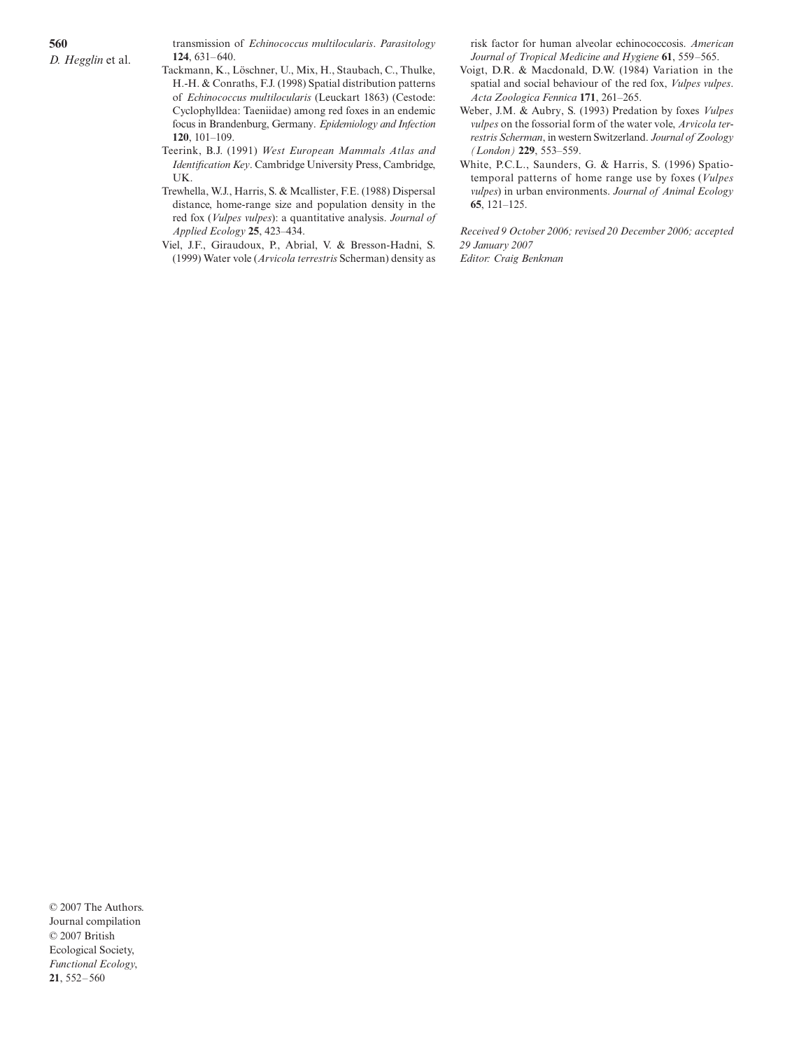transmission of *Echinococcus multilocularis*. *Parasitology* **124**, 631–640.

Tackmann, K., Löschner, U., Mix, H., Staubach, C., Thulke, H.-H. & Conraths, F.J. (1998) Spatial distribution patterns of *Echinococcus multilocularis* (Leuckart 1863) (Cestode: Cyclophylldea: Taeniidae) among red foxes in an endemic focus in Brandenburg, Germany. *Epidemiology and Infection* **120**, 101–109.

Teerink, B.J. (1991) *West European Mammals Atlas and Identification Key*. Cambridge University Press, Cambridge, UK.

Trewhella, W.J., Harris, S. & Mcallister, F.E. (1988) Dispersal distance, home-range size and population density in the red fox (*Vulpes vulpes*): a quantitative analysis. *Journal of Applied Ecology* **25**, 423–434.

Viel, J.F., Giraudoux, P., Abrial, V. & Bresson-Hadni, S. (1999) Water vole (*Arvicola terrestris* Scherman) density as risk factor for human alveolar echinococcosis. *American Journal of Tropical Medicine and Hygiene* **61**, 559–565.

Voigt, D.R. & Macdonald, D.W. (1984) Variation in the spatial and social behaviour of the red fox, *Vulpes vulpes*. *Acta Zoologica Fennica* **171**, 261–265.

Weber, J.M. & Aubry, S. (1993) Predation by foxes *Vulpes vulpes* on the fossorial form of the water vole, *Arvicola terrestris Scherman*, in western Switzerland. *Journal of Zoology (London)* **229**, 553–559.

White, P.C.L., Saunders, G. & Harris, S. (1996) Spatio-temporal patterns of home range use by foxes (*Vulpes vulpes*) in urban environments. *Journal of Animal Ecology* **65**, 121–125.

*Received 9 October 2006; revised 20 December 2006; accepted 29 January 2007*
*Editor: Craig Benkman*